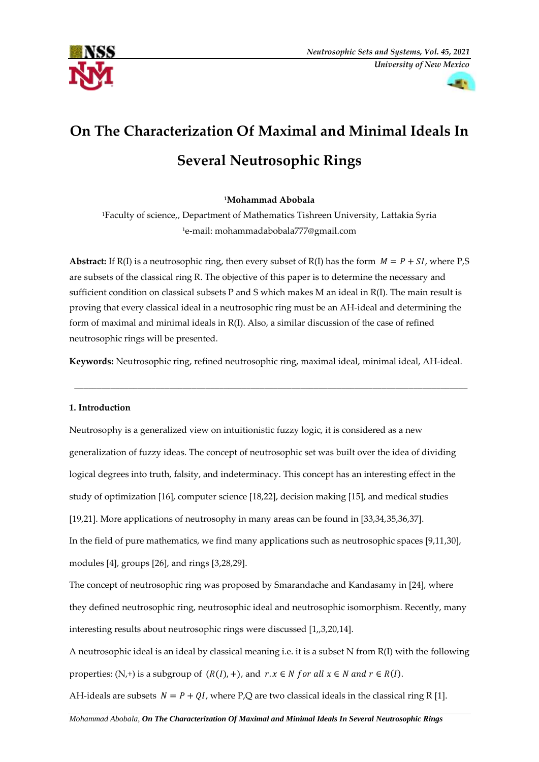# On The Characterization Of Maximal and Minimal Ideals In Several Neutrosophic Rings

**[1]Mohammad Abobala**

[1]Faculty of science,, Department of Mathematics Tishreen University, Lattakia Syria

[1]e-mail: mohammadabobala777@gmail.com

**Abstract:** If R(I) is a neutrosophic ring, then every subset of R(I) has the form $M = P + SI$, where P,S are subsets of the classical ring R. The objective of this paper is to determine the necessary and sufficient condition on classical subsets P and S which makes M an ideal in R(I). The main result is proving that every classical ideal in a neutrosophic ring must be an AH-ideal and determining the form of maximal and minimal ideals in R(I). Also, a similar discussion of the case of refined neutrosophic rings will be presented.

**Keywords:** Neutrosophic ring, refined neutrosophic ring, maximal ideal, minimal ideal, AH-ideal.

---

## 1. Introduction

Neutrosophy is a generalized view on intuitionistic fuzzy logic, it is considered as a new generalization of fuzzy ideas. The concept of neutrosophic set was built over the idea of dividing logical degrees into truth, falsity, and indeterminacy. This concept has an interesting effect in the study of optimization [16], computer science [18,22], decision making [15], and medical studies [19,21]. More applications of neutrosophy in many areas can be found in [33,34,35,36,37].

In the field of pure mathematics, we find many applications such as neutrosophic spaces [9,11,30], modules [4], groups [26], and rings [3,28,29].

The concept of neutrosophic ring was proposed by Smarandache and Kandasamy in [24], where they defined neutrosophic ring, neutrosophic ideal and neutrosophic isomorphism. Recently, many interesting results about neutrosophic rings were discussed [1,,3,20,14].

A neutrosophic ideal is an ideal by classical meaning i.e. it is a subset N from R(I) with the following properties: (N,+) is a subgroup of $(R(I), +)$, and $r.x \in N$ $for\ all\ x \in N\ and\ r \in R(I)$.

AH-ideals are subsets $N = P + QI$, where P,Q are two classical ideals in the classical ring R [1].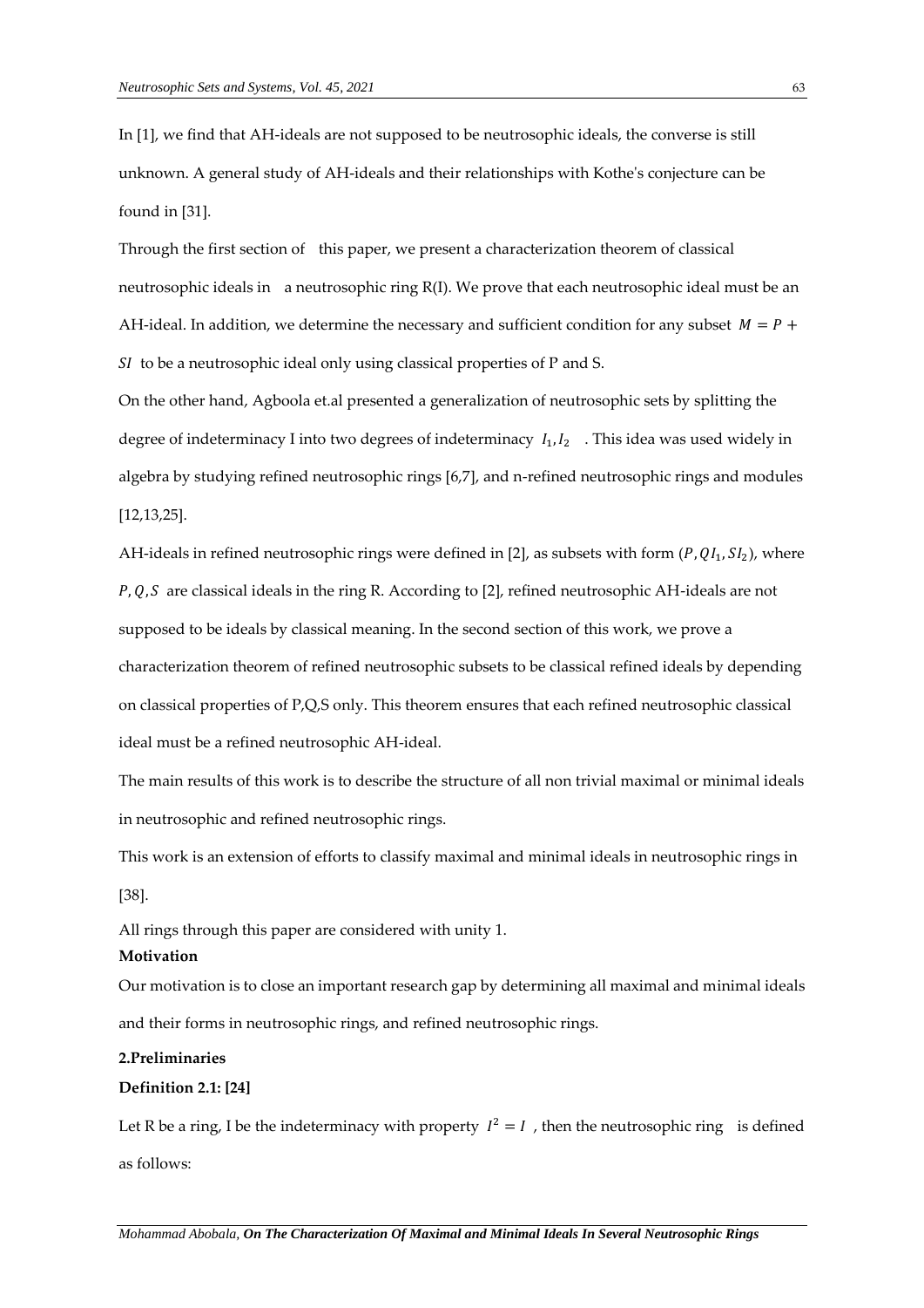In [1], we find that AH-ideals are not supposed to be neutrosophic ideals, the converse is still unknown. A general study of AH-ideals and their relationships with Kothe's conjecture can be found in [31].

Through the first section of this paper, we present a characterization theorem of classical neutrosophic ideals in a neutrosophic ring R(I). We prove that each neutrosophic ideal must be an AH-ideal. In addition, we determine the necessary and sufficient condition for any subset $M = P + SI$ to be a neutrosophic ideal only using classical properties of P and S.

On the other hand, Agboola et.al presented a generalization of neutrosophic sets by splitting the degree of indeterminacy I into two degrees of indeterminacy $I_1, I_2$ . This idea was used widely in algebra by studying refined neutrosophic rings [6,7], and n-refined neutrosophic rings and modules [12,13,25].

AH-ideals in refined neutrosophic rings were defined in [2], as subsets with form $(P, QI_1, SI_2)$, where $P, Q, S$ are classical ideals in the ring R. According to [2], refined neutrosophic AH-ideals are not supposed to be ideals by classical meaning. In the second section of this work, we prove a characterization theorem of refined neutrosophic subsets to be classical refined ideals by depending on classical properties of P,Q,S only. This theorem ensures that each refined neutrosophic classical ideal must be a refined neutrosophic AH-ideal.

The main results of this work is to describe the structure of all non trivial maximal or minimal ideals in neutrosophic and refined neutrosophic rings.

This work is an extension of efforts to classify maximal and minimal ideals in neutrosophic rings in [38].

All rings through this paper are considered with unity 1.

**Motivation**

Our motivation is to close an important research gap by determining all maximal and minimal ideals and their forms in neutrosophic rings, and refined neutrosophic rings.

## 2.Preliminaries

**Definition 2.1: [24]**

Let R be a ring, I be the indeterminacy with property $I^2 = I$ , then the neutrosophic ring is defined as follows: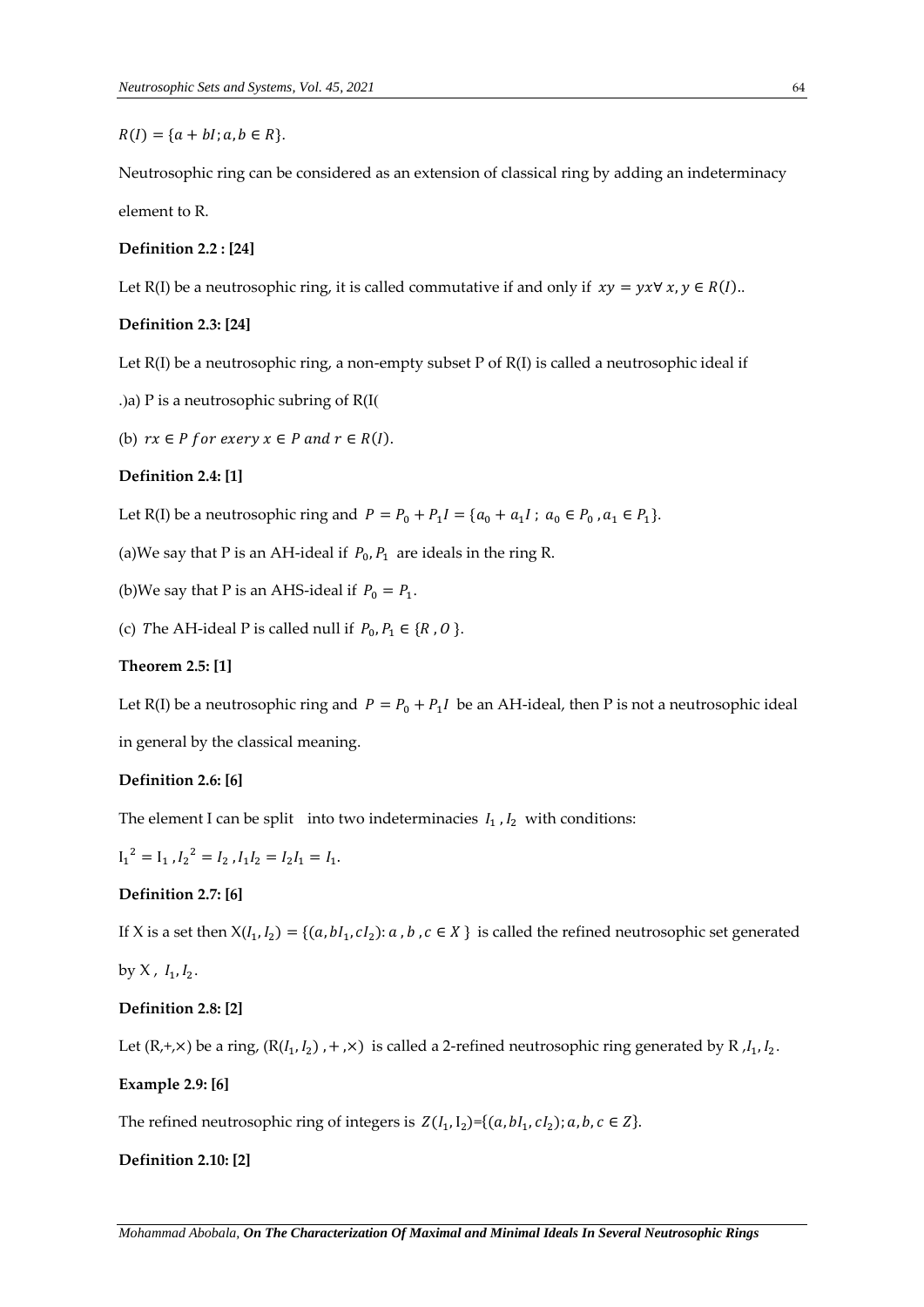$R(I) = \{a + bI; a, b \in R\}$.

Neutrosophic ring can be considered as an extension of classical ring by adding an indeterminacy element to R.

**Definition 2.2 : [24]**

Let R(I) be a neutrosophic ring, it is called commutative if and only if $xy = yx \forall\, x, y \in R(I)$..

**Definition 2.3: [24]**

Let R(I) be a neutrosophic ring, a non-empty subset P of R(I) is called a neutrosophic ideal if

.)a) P is a neutrosophic subring of R(I(

(b) $rx \in P$ *for exery* $x \in P$ *and* $r \in R(I)$.

**Definition 2.4: [1]**

Let R(I) be a neutrosophic ring and $P = P_0 + P_1 I = \{a_0 + a_1 I\ ;\ a_0 \in P_0\,, a_1 \in P_1\}$.

(a)We say that P is an AH-ideal if $P_0, P_1$ are ideals in the ring R.

(b)We say that P is an AHS-ideal if $P_0 = P_1$.

(c) *T*he AH-ideal P is called null if $P_0, P_1 \in \{R\,, O\}$.

**Theorem 2.5: [1]**

Let R(I) be a neutrosophic ring and $P = P_0 + P_1 I$ be an AH-ideal, then P is not a neutrosophic ideal in general by the classical meaning.

**Definition 2.6: [6]**

The element I can be split into two indeterminacies $I_1, I_2$ with conditions:

$I_1^{\,2} = I_1\,, I_2^{\,2} = I_2\,, I_1 I_2 = I_2 I_1 = I_1$.

**Definition 2.7: [6]**

If X is a set then $X(I_1, I_2) = \{(a, bI_1, cI_2): a\,, b\,, c \in X\}$ is called the refined neutrosophic set generated by X , $I_1, I_2$.

**Definition 2.8: [2]**

Let (R,+,×) be a ring, $(R(I_1, I_2)\,, +\,, \times)$ is called a 2-refined neutrosophic ring generated by R ,$I_1, I_2$.

**Example 2.9: [6]**

The refined neutrosophic ring of integers is $Z(I_1, I_2)$={$(a, bI_1, cI_2); a, b, c \in Z$}.

**Definition 2.10: [2]**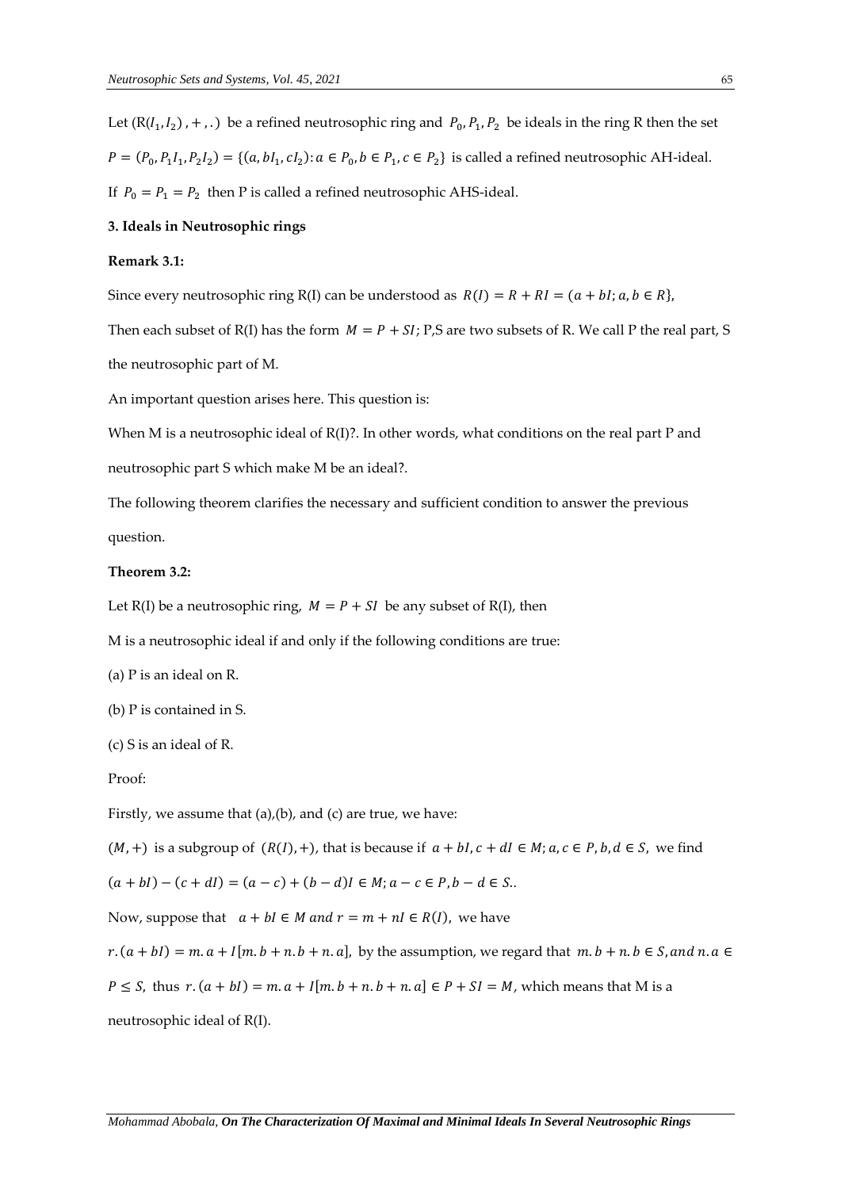Let $(R(I_1, I_2), +, .)$ be a refined neutrosophic ring and $P_0, P_1, P_2$ be ideals in the ring R then the set $P = (P_0, P_1 I_1, P_2 I_2) = \{(a, bI_1, cI_2): a \in P_0, b \in P_1, c \in P_2\}$ is called a refined neutrosophic AH-ideal.

If $P_0 = P_1 = P_2$ then P is called a refined neutrosophic AHS-ideal.

**3. Ideals in Neutrosophic rings**

**Remark 3.1:**

Since every neutrosophic ring R(I) can be understood as $R(I) = R + RI = (a + bI; a, b \in R\}$,

Then each subset of R(I) has the form $M = P + SI$; P,S are two subsets of R. We call P the real part, S the neutrosophic part of M.

An important question arises here. This question is:

When M is a neutrosophic ideal of R(I)?. In other words, what conditions on the real part P and neutrosophic part S which make M be an ideal?.

The following theorem clarifies the necessary and sufficient condition to answer the previous question.

**Theorem 3.2:**

Let R(I) be a neutrosophic ring, $M = P + SI$ be any subset of R(I), then

M is a neutrosophic ideal if and only if the following conditions are true:

(a) P is an ideal on R.

(b) P is contained in S.

(c) S is an ideal of R.

Proof:

Firstly, we assume that (a),(b), and (c) are true, we have:

$(M, +)$ is a subgroup of $(R(I), +)$, that is because if $a + bI, c + dI \in M; a, c \in P, b, d \in S$, we find $(a + bI) - (c + dI) = (a - c) + (b - d)I \in M; a - c \in P, b - d \in S$..

Now, suppose that $a + bI \in M$ and $r = m + nI \in R(I)$, we have

$r.(a + bI) = m.a + I[m.b + n.b + n.a]$, by the assumption, we regard that $m.b + n.b \in S$, and $n.a \in P \leq S$, thus $r.(a + bI) = m.a + I[m.b + n.b + n.a] \in P + SI = M$, which means that M is a neutrosophic ideal of R(I).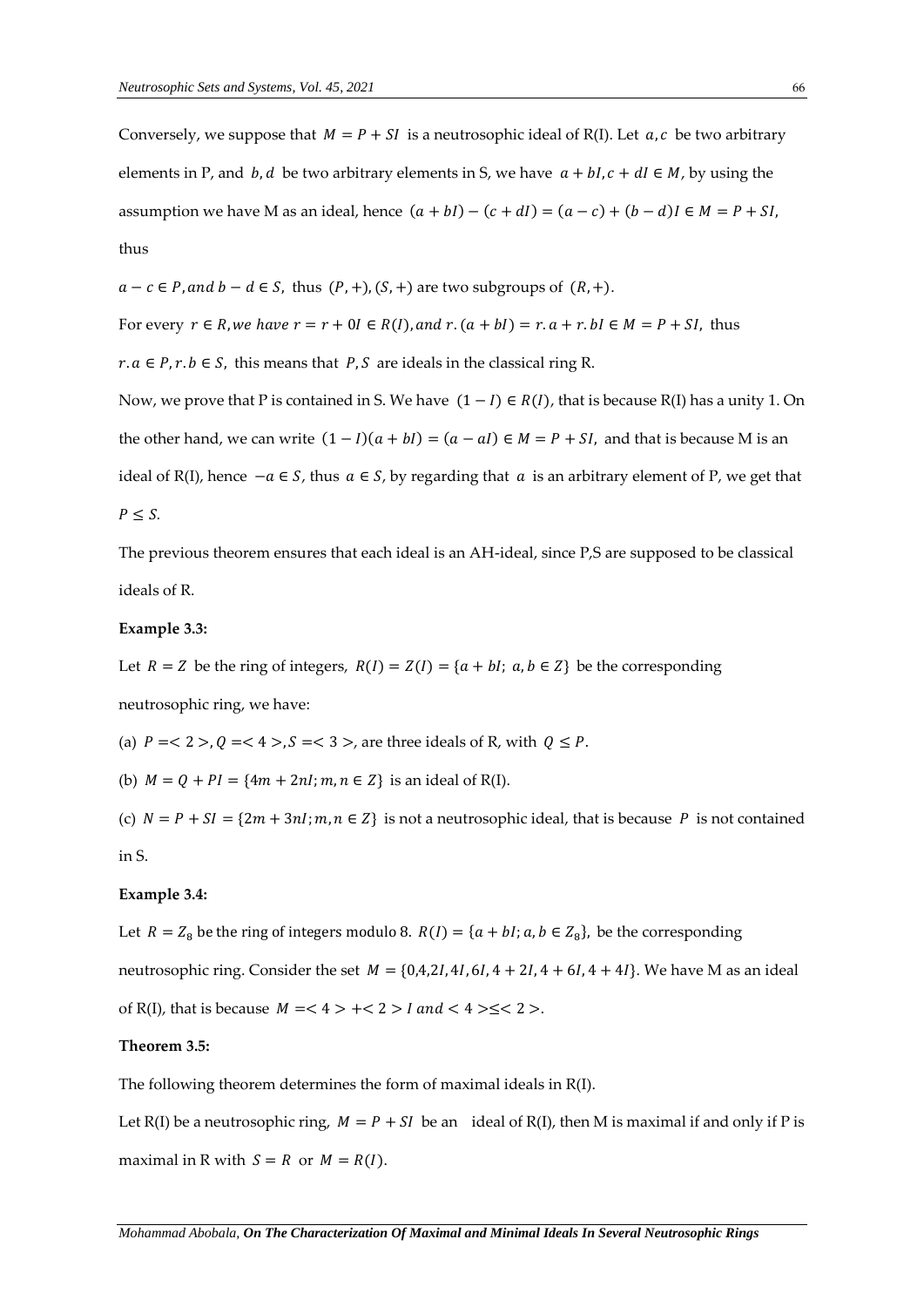Conversely, we suppose that $M = P + SI$ is a neutrosophic ideal of R(I). Let $a, c$ be two arbitrary elements in P, and $b, d$ be two arbitrary elements in S, we have $a + bI, c + dI \in M$, by using the assumption we have M as an ideal, hence $(a + bI) - (c + dI) = (a - c) + (b - d)I \in M = P + SI$, thus

$a - c \in P, and\ b - d \in S$, thus $(P, +), (S, +)$ are two subgroups of $(R, +)$.

For every $r \in R, we\ have\ r = r + 0I \in R(I), and\ r.(a + bI) = r.a + r.bI \in M = P + SI$, thus $r.a \in P, r.b \in S$, this means that $P, S$ are ideals in the classical ring R.

Now, we prove that P is contained in S. We have $(1 - I) \in R(I)$, that is because R(I) has a unity 1. On the other hand, we can write $(1 - I)(a + bI) = (a - aI) \in M = P + SI$, and that is because M is an ideal of R(I), hence $-a \in S$, thus $a \in S$, by regarding that $a$ is an arbitrary element of P, we get that $P \leq S$.

The previous theorem ensures that each ideal is an AH-ideal, since P,S are supposed to be classical ideals of R.

**Example 3.3:**

Let $R = Z$ be the ring of integers, $R(I) = Z(I) = \{a + bI;\ a, b \in Z\}$ be the corresponding neutrosophic ring, we have:

(a) $P =< 2 >, Q =< 4 >, S =< 3 >$, are three ideals of R, with $Q \leq P$.

(b) $M = Q + PI = \{4m + 2nI; m, n \in Z\}$ is an ideal of R(I).

(c) $N = P + SI = \{2m + 3nI; m, n \in Z\}$ is not a neutrosophic ideal, that is because $P$ is not contained in S.

**Example 3.4:**

Let $R = Z_8$ be the ring of integers modulo 8. $R(I) = \{a + bI; a, b \in Z_8\}$, be the corresponding neutrosophic ring. Consider the set $M = \{0, 4, 2I, 4I, 6I, 4 + 2I, 4 + 6I, 4 + 4I\}$. We have M as an ideal of R(I), that is because $M =< 4 > + < 2 > I\ and < 4 > \leq < 2 >$.

**Theorem 3.5:**

The following theorem determines the form of maximal ideals in R(I).

Let R(I) be a neutrosophic ring, $M = P + SI$ be an ideal of R(I), then M is maximal if and only if P is maximal in R with $S = R$ or $M = R(I)$.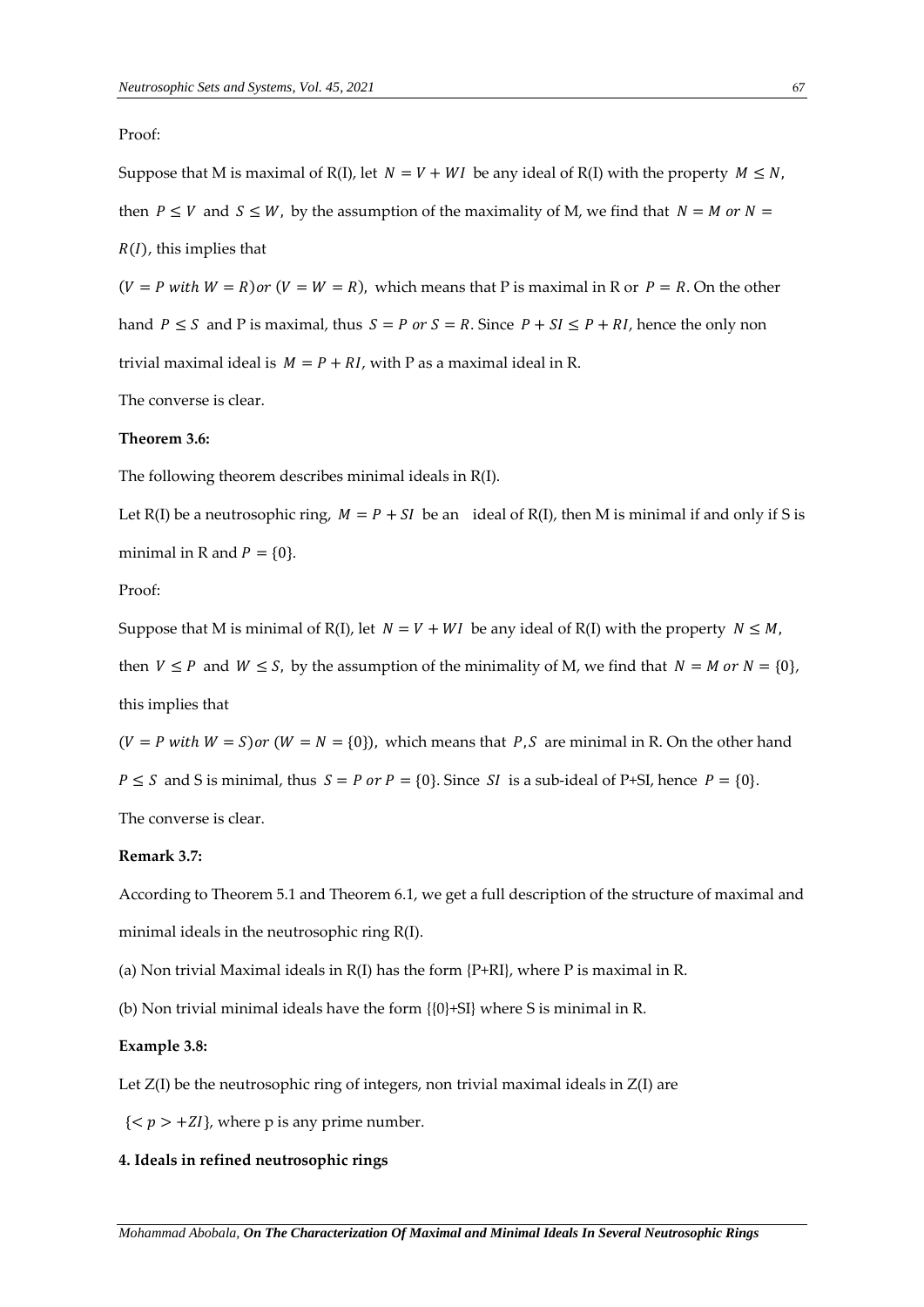Proof:

Suppose that M is maximal of R(I), let $N = V + WI$ be any ideal of R(I) with the property $M \leq N$, then $P \leq V$ and $S \leq W$, by the assumption of the maximality of M, we find that $N = M$ or $N = R(I)$, this implies that

$(V = P \text{ with } W = R)$ or $(V = W = R)$, which means that P is maximal in R or $P = R$. On the other hand $P \leq S$ and P is maximal, thus $S = P$ or $S = R$. Since $P + SI \leq P + RI$, hence the only non trivial maximal ideal is $M = P + RI$, with P as a maximal ideal in R.

The converse is clear.

**Theorem 3.6:**

The following theorem describes minimal ideals in R(I).

Let R(I) be a neutrosophic ring, $M = P + SI$ be an ideal of R(I), then M is minimal if and only if S is minimal in R and $P = \{0\}$.

Proof:

Suppose that M is minimal of R(I), let $N = V + WI$ be any ideal of R(I) with the property $N \leq M$, then $V \leq P$ and $W \leq S$, by the assumption of the minimality of M, we find that $N = M$ or $N = \{0\}$, this implies that

$(V = P \text{ with } W = S)$ or $(W = N = \{0\})$, which means that $P, S$ are minimal in R. On the other hand $P \leq S$ and S is minimal, thus $S = P$ or $P = \{0\}$. Since $SI$ is a sub-ideal of P+SI, hence $P = \{0\}$.

The converse is clear.

**Remark 3.7:**

According to Theorem 5.1 and Theorem 6.1, we get a full description of the structure of maximal and minimal ideals in the neutrosophic ring R(I).

(a) Non trivial Maximal ideals in R(I) has the form {P+RI}, where P is maximal in R.

(b) Non trivial minimal ideals have the form {{0}+SI} where S is minimal in R.

**Example 3.8:**

Let Z(I) be the neutrosophic ring of integers, non trivial maximal ideals in Z(I) are

$\{<p> + ZI\}$, where p is any prime number.

## 4. Ideals in refined neutrosophic rings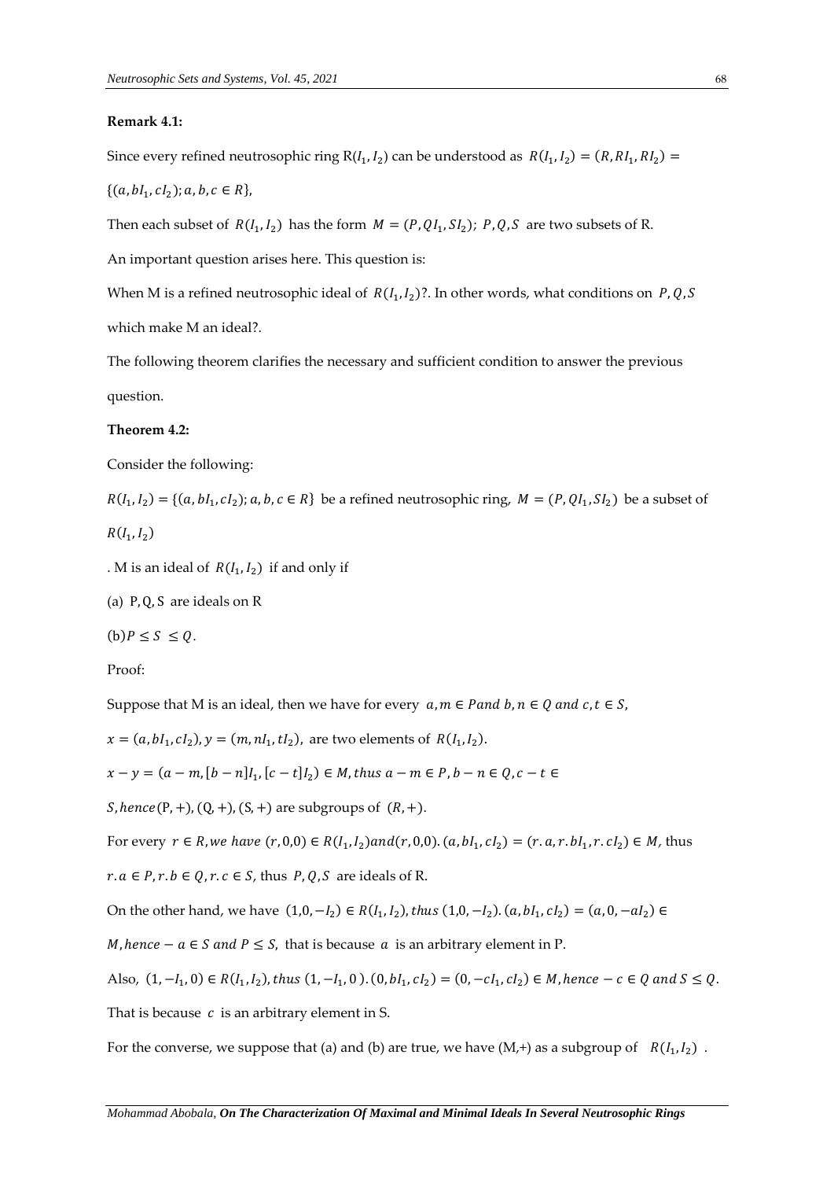**Remark 4.1:**

Since every refined neutrosophic ring $R(I_1, I_2)$ can be understood as $R(I_1, I_2) = (R, RI_1, RI_2) = \{(a, bI_1, cI_2); a, b, c \in R\}$,

Then each subset of $R(I_1, I_2)$ has the form $M = (P, QI_1, SI_2)$; $P, Q, S$ are two subsets of R.

An important question arises here. This question is:

When M is a refined neutrosophic ideal of $R(I_1, I_2)$?. In other words, what conditions on $P, Q, S$ which make M an ideal?.

The following theorem clarifies the necessary and sufficient condition to answer the previous question.

**Theorem 4.2:**

Consider the following:

$R(I_1, I_2) = \{(a, bI_1, cI_2); a, b, c \in R\}$ be a refined neutrosophic ring, $M = (P, QI_1, SI_2)$ be a subset of $R(I_1, I_2)$

. M is an ideal of $R(I_1, I_2)$ if and only if

(a) P, Q, S are ideals on R

(b) $P \leq S \leq Q$.

Proof:

Suppose that M is an ideal, then we have for every $a, m \in P$ and $b, n \in Q$ and $c, t \in S$,

$x = (a, bI_1, cI_2), y = (m, nI_1, tI_2)$, are two elements of $R(I_1, I_2)$.

$x - y = (a - m, [b - n]I_1, [c - t]I_2) \in M$, thus $a - m \in P, b - n \in Q, c - t \in S$, hence $(P, +), (Q, +), (S, +)$ are subgroups of $(R, +)$.

For every $r \in R$, we have $(r, 0, 0) \in R(I_1, I_2)$ and $(r, 0, 0).(a, bI_1, cI_2) = (r.a, r.bI_1, r.cI_2) \in M$, thus $r.a \in P, r.b \in Q, r.c \in S$, thus $P, Q, S$ are ideals of R.

On the other hand, we have $(1, 0, -I_2) \in R(I_1, I_2)$, thus $(1, 0, -I_2).(a, bI_1, cI_2) = (a, 0, -aI_2) \in M$, hence $-a \in S$ and $P \leq S$, that is because $a$ is an arbitrary element in P.

Also, $(1, -I_1, 0) \in R(I_1, I_2)$, thus $(1, -I_1, 0).(0, bI_1, cI_2) = (0, -cI_1, cI_2) \in M$, hence $-c \in Q$ and $S \leq Q$.

That is because $c$ is an arbitrary element in S.

For the converse, we suppose that (a) and (b) are true, we have (M,+) as a subgroup of $R(I_1, I_2)$ .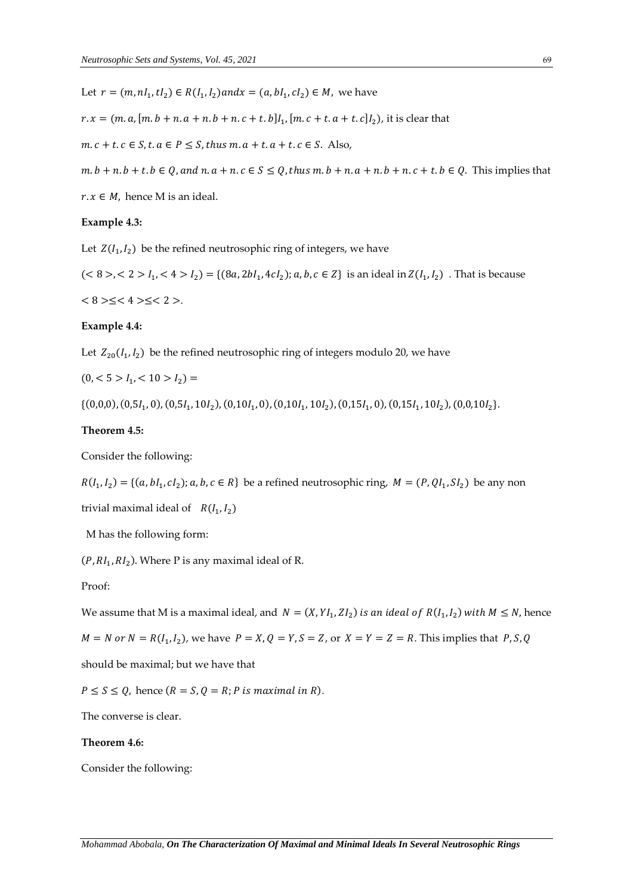Let $r = (m, nI_1, tI_2) \in R(I_1, I_2)$ and $x = (a, bI_1, cI_2) \in M$, we have

$r.x = (m.a, [m.b + n.a + n.b + n.c + t.b]I_1, [m.c + t.a + t.c]I_2)$, it is clear that

$m.c + t.c \in S, t.a \in P \leq S$, thus $m.a + t.a + t.c \in S$. Also,

$m.b + n.b + t.b \in Q$, and $n.a + n.c \in S \leq Q$, thus $m.b + n.a + n.b + n.c + t.b \in Q$. This implies that $r.x \in M$, hence M is an ideal.

**Example 4.3:**

Let $Z(I_1, I_2)$ be the refined neutrosophic ring of integers, we have

$(< 8 >, < 2 > I_1, < 4 > I_2) = \{(8a, 2bI_1, 4cI_2); a, b, c \in Z\}$ is an ideal in $Z(I_1, I_2)$. That is because $< 8 > \leq < 4 > \leq < 2 >$.

**Example 4.4:**

Let $Z_{20}(I_1, I_2)$ be the refined neutrosophic ring of integers modulo 20, we have

$(0, < 5 > I_1, < 10 > I_2) =$

$\{(0,0,0), (0,5I_1,0), (0,5I_1,10I_2), (0,10I_1,0), (0,10I_1,10I_2), (0,15I_1,0), (0,15I_1,10I_2), (0,0,10I_2\}$.

**Theorem 4.5:**

Consider the following:

$R(I_1, I_2) = \{(a, bI_1, cI_2); a, b, c \in R\}$ be a refined neutrosophic ring, $M = (P, QI_1, SI_2)$ be any non trivial maximal ideal of $R(I_1, I_2)$

M has the following form:

$(P, RI_1, RI_2)$. Where P is any maximal ideal of R.

Proof:

We assume that M is a maximal ideal, and $N = (X, YI_1, ZI_2)$ *is an ideal of* $R(I_1, I_2)$ *with* $M \leq N$, hence $M = N$ or $N = R(I_1, I_2)$, we have $P = X, Q = Y, S = Z$, or $X = Y = Z = R$. This implies that $P, S, Q$ should be maximal; but we have that

$P \leq S \leq Q$, hence $(R = S, Q = R; P \text{ is maximal in } R)$.

The converse is clear.

**Theorem 4.6:**

Consider the following: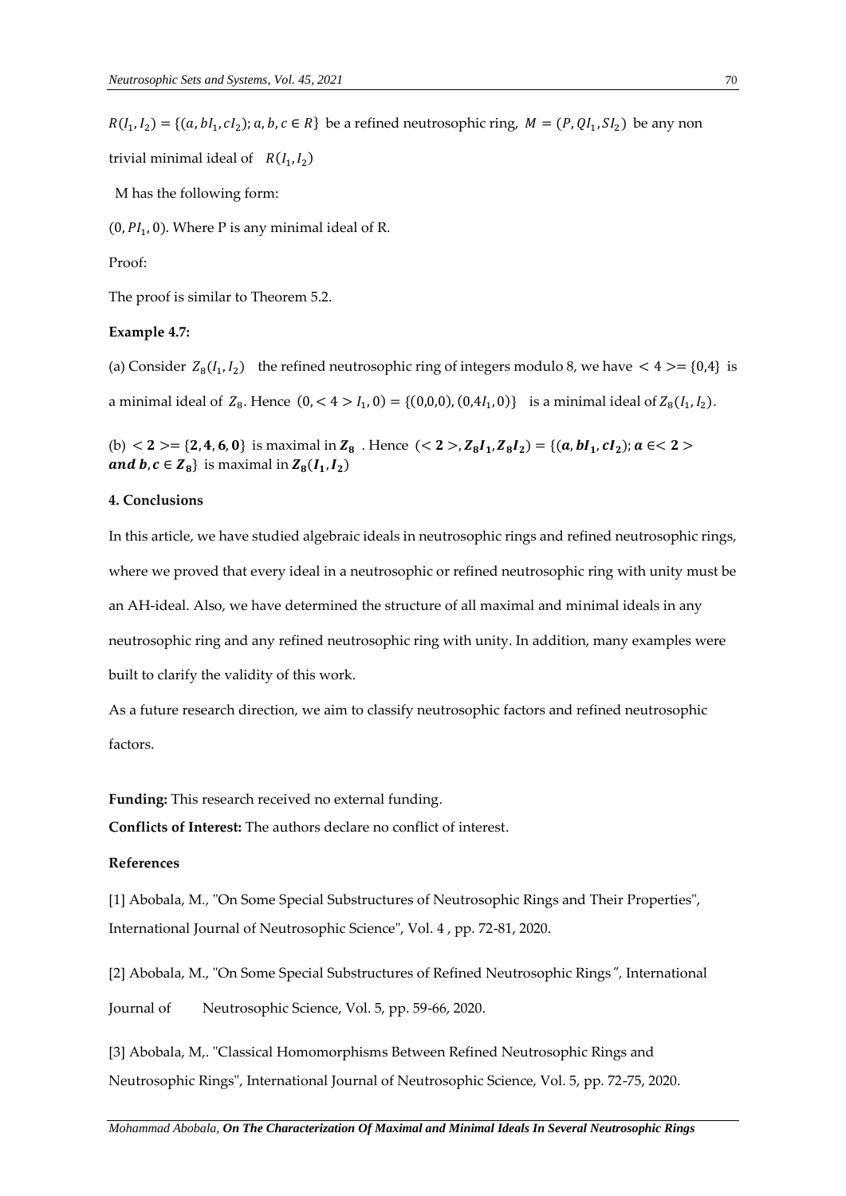$R(I_1, I_2) = \{(a, bI_1, cI_2); a, b, c \in R\}$ be a refined neutrosophic ring, $M = (P, QI_1, SI_2)$ be any non trivial minimal ideal of $R(I_1, I_2)$

M has the following form:

$(0, PI_1, 0)$. Where P is any minimal ideal of R.

Proof:

The proof is similar to Theorem 5.2.

**Example 4.7:**

(a) Consider $Z_8(I_1, I_2)$ the refined neutrosophic ring of integers modulo 8, we have $< 4 >= \{0,4\}$ is a minimal ideal of $Z_8$. Hence $(0, < 4 > I_1, 0) = \{(0,0,0), (0,4I_1, 0)\}$ is a minimal ideal of $Z_8(I_1, I_2)$.

(b) $\boldsymbol{< 2 >= \{2, 4, 6, 0\}}$ is maximal in $\boldsymbol{Z_8}$ . Hence $\boldsymbol{(< 2 >, Z_8 I_1, Z_8 I_2) = \{(a, bI_1, cI_2); a \in < 2 >}$ ***and*** $\boldsymbol{b, c \in Z_8\}}$ is maximal in $\boldsymbol{Z_8(I_1, I_2)}$

**4. Conclusions**

In this article, we have studied algebraic ideals in neutrosophic rings and refined neutrosophic rings, where we proved that every ideal in a neutrosophic or refined neutrosophic ring with unity must be an AH-ideal. Also, we have determined the structure of all maximal and minimal ideals in any neutrosophic ring and any refined neutrosophic ring with unity. In addition, many examples were built to clarify the validity of this work.

As a future research direction, we aim to classify neutrosophic factors and refined neutrosophic factors.

**Funding:** This research received no external funding.

**Conflicts of Interest:** The authors declare no conflict of interest.

**References**

[1] Abobala, M., "On Some Special Substructures of Neutrosophic Rings and Their Properties", International Journal of Neutrosophic Science", Vol. 4 , pp. 72-81, 2020.

[2] Abobala, M., "On Some Special Substructures of Refined Neutrosophic Rings", International Journal of Neutrosophic Science, Vol. 5, pp. 59-66, 2020.

[3] Abobala, M,. "Classical Homomorphisms Between Refined Neutrosophic Rings and Neutrosophic Rings", International Journal of Neutrosophic Science, Vol. 5, pp. 72-75, 2020.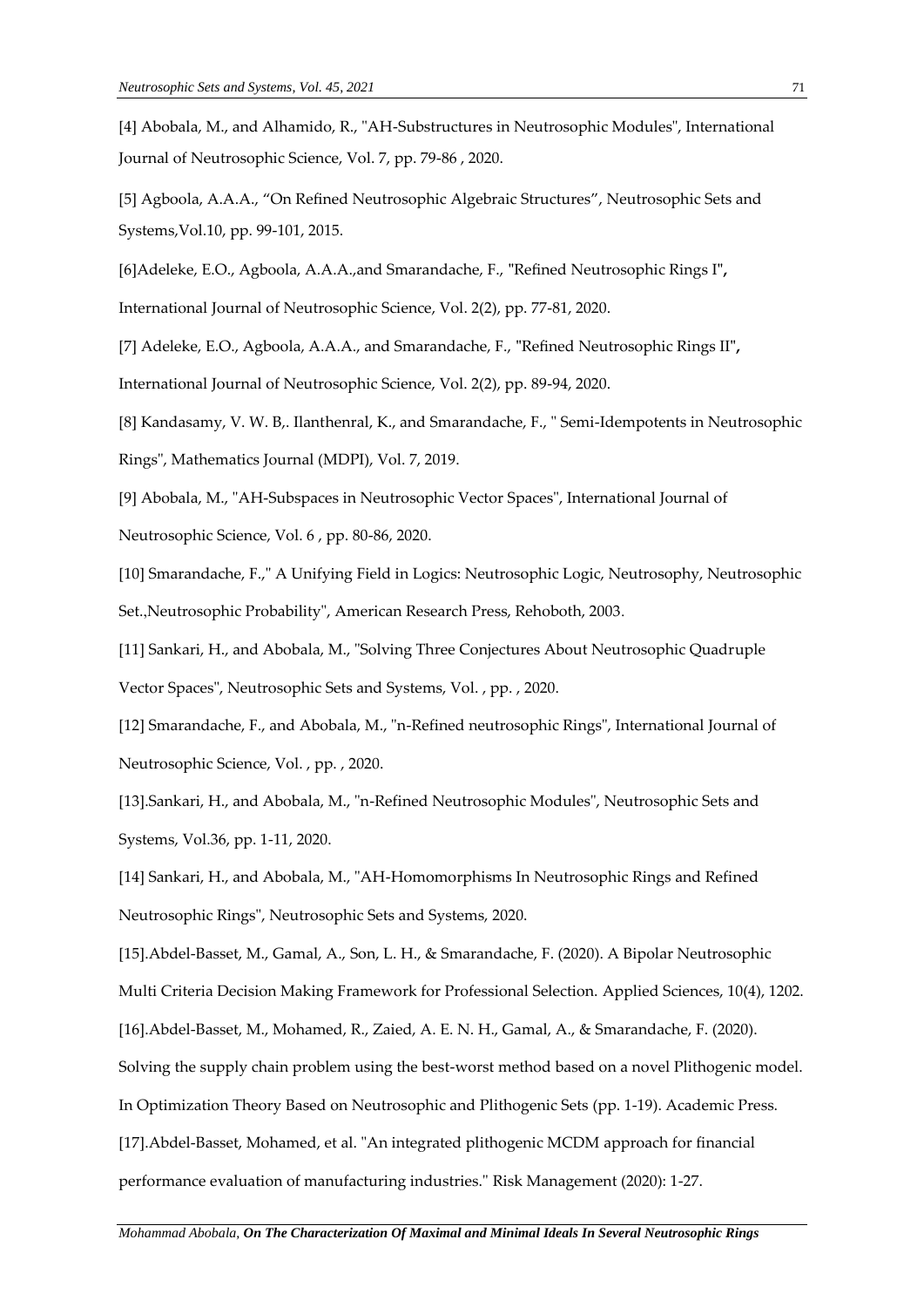[4] Abobala, M., and Alhamido, R., "AH-Substructures in Neutrosophic Modules", International Journal of Neutrosophic Science, Vol. 7, pp. 79-86 , 2020.

[5] Agboola, A.A.A., "On Refined Neutrosophic Algebraic Structures", Neutrosophic Sets and Systems,Vol.10, pp. 99-101, 2015.

[6]Adeleke, E.O., Agboola, A.A.A.,and Smarandache, F., "Refined Neutrosophic Rings I**",** International Journal of Neutrosophic Science, Vol. 2(2), pp. 77-81, 2020.

[7] Adeleke, E.O., Agboola, A.A.A., and Smarandache, F., "Refined Neutrosophic Rings II**",** International Journal of Neutrosophic Science, Vol. 2(2), pp. 89-94, 2020.

[8] Kandasamy, V. W. B,. Ilanthenral, K., and Smarandache, F., " Semi-Idempotents in Neutrosophic Rings", Mathematics Journal (MDPI), Vol. 7, 2019.

[9] Abobala, M., "AH-Subspaces in Neutrosophic Vector Spaces", International Journal of Neutrosophic Science, Vol. 6 , pp. 80-86, 2020.

[10] Smarandache, F.," A Unifying Field in Logics: Neutrosophic Logic, Neutrosophy, Neutrosophic Set.,Neutrosophic Probability", American Research Press, Rehoboth, 2003.

[11] Sankari, H., and Abobala, M., "Solving Three Conjectures About Neutrosophic Quadruple Vector Spaces", Neutrosophic Sets and Systems, Vol. , pp. , 2020.

[12] Smarandache, F., and Abobala, M., "n-Refined neutrosophic Rings", International Journal of Neutrosophic Science, Vol. , pp. , 2020.

[13].Sankari, H., and Abobala, M., "n-Refined Neutrosophic Modules", Neutrosophic Sets and Systems, Vol.36, pp. 1-11, 2020.

[14] Sankari, H., and Abobala, M., "AH-Homomorphisms In Neutrosophic Rings and Refined Neutrosophic Rings", Neutrosophic Sets and Systems, 2020.

[15].Abdel-Basset, M., Gamal, A., Son, L. H., & Smarandache, F. (2020). A Bipolar Neutrosophic Multi Criteria Decision Making Framework for Professional Selection. Applied Sciences, 10(4), 1202.

[16].Abdel-Basset, M., Mohamed, R., Zaied, A. E. N. H., Gamal, A., & Smarandache, F. (2020). Solving the supply chain problem using the best-worst method based on a novel Plithogenic model. In Optimization Theory Based on Neutrosophic and Plithogenic Sets (pp. 1-19). Academic Press.

[17].Abdel-Basset, Mohamed, et al. "An integrated plithogenic MCDM approach for financial performance evaluation of manufacturing industries." Risk Management (2020): 1-27.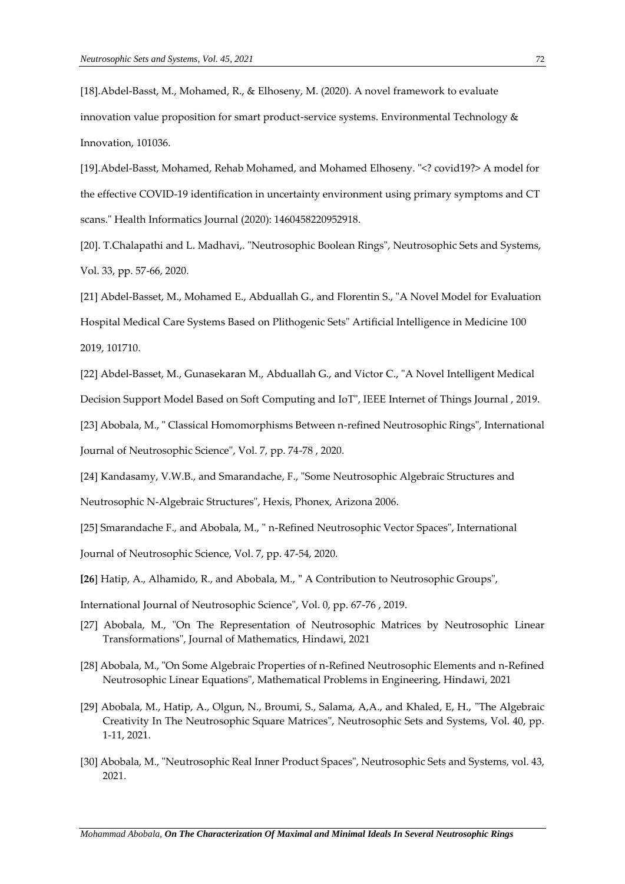[18].Abdel-Basst, M., Mohamed, R., & Elhoseny, M. (2020). A novel framework to evaluate innovation value proposition for smart product-service systems. Environmental Technology & Innovation, 101036.

[19].Abdel-Basst, Mohamed, Rehab Mohamed, and Mohamed Elhoseny. "<? covid19?> A model for the effective COVID-19 identification in uncertainty environment using primary symptoms and CT scans." Health Informatics Journal (2020): 1460458220952918.

[20]. T.Chalapathi and L. Madhavi,. "Neutrosophic Boolean Rings", Neutrosophic Sets and Systems, Vol. 33, pp. 57-66, 2020.

[21] Abdel-Basset, M., Mohamed E., Abduallah G., and Florentin S., "A Novel Model for Evaluation Hospital Medical Care Systems Based on Plithogenic Sets" Artificial Intelligence in Medicine 100 2019, 101710.

[22] Abdel-Basset, M., Gunasekaran M., Abduallah G., and Victor C., "A Novel Intelligent Medical Decision Support Model Based on Soft Computing and IoT", IEEE Internet of Things Journal , 2019.

[23] Abobala, M., " Classical Homomorphisms Between n-refined Neutrosophic Rings", International Journal of Neutrosophic Science", Vol. 7, pp. 74-78 , 2020.

[24] Kandasamy, V.W.B., and Smarandache, F., "Some Neutrosophic Algebraic Structures and Neutrosophic N-Algebraic Structures", Hexis, Phonex, Arizona 2006.

[25] Smarandache F., and Abobala, M., " n-Refined Neutrosophic Vector Spaces", International Journal of Neutrosophic Science, Vol. 7, pp. 47-54, 2020.

**[26**] Hatip, A., Alhamido, R., and Abobala, M., **"** A Contribution to Neutrosophic Groups", International Journal of Neutrosophic Science", Vol. 0, pp. 67-76 , 2019.

[27] Abobala, M., "On The Representation of Neutrosophic Matrices by Neutrosophic Linear Transformations", Journal of Mathematics, Hindawi, 2021

[28] Abobala, M., "On Some Algebraic Properties of n-Refined Neutrosophic Elements and n-Refined Neutrosophic Linear Equations", Mathematical Problems in Engineering, Hindawi, 2021

[29] Abobala, M., Hatip, A., Olgun, N., Broumi, S., Salama, A,A., and Khaled, E, H., "The Algebraic Creativity In The Neutrosophic Square Matrices", Neutrosophic Sets and Systems, Vol. 40, pp. 1-11, 2021.

[30] Abobala, M., "Neutrosophic Real Inner Product Spaces", Neutrosophic Sets and Systems, vol. 43, 2021.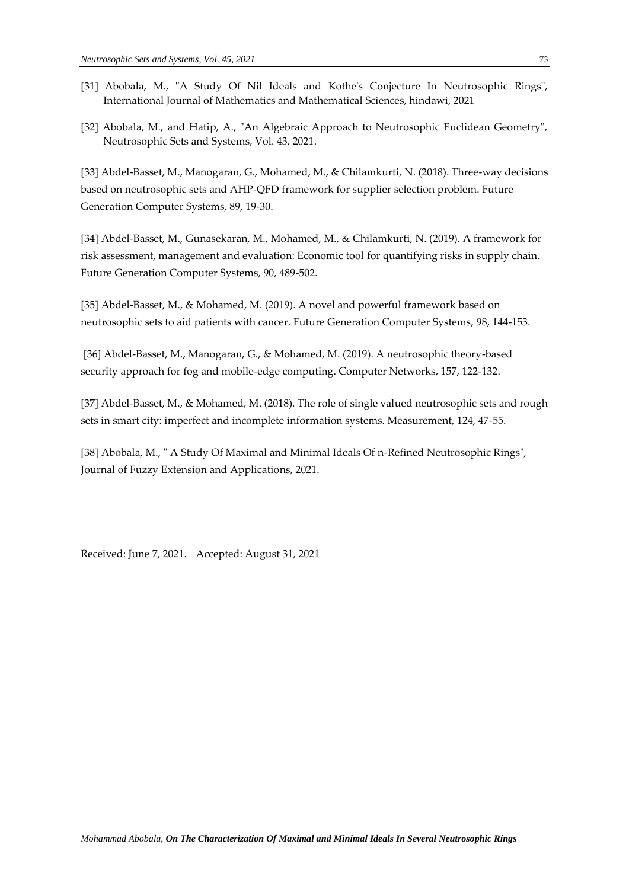[31] Abobala, M., "A Study Of Nil Ideals and Kothe's Conjecture In Neutrosophic Rings", International Journal of Mathematics and Mathematical Sciences, hindawi, 2021

[32] Abobala, M., and Hatip, A., "An Algebraic Approach to Neutrosophic Euclidean Geometry", Neutrosophic Sets and Systems, Vol. 43, 2021.

[33] Abdel-Basset, M., Manogaran, G., Mohamed, M., & Chilamkurti, N. (2018). Three-way decisions based on neutrosophic sets and AHP-QFD framework for supplier selection problem. Future Generation Computer Systems, 89, 19-30.

[34] Abdel-Basset, M., Gunasekaran, M., Mohamed, M., & Chilamkurti, N. (2019). A framework for risk assessment, management and evaluation: Economic tool for quantifying risks in supply chain. Future Generation Computer Systems, 90, 489-502.

[35] Abdel-Basset, M., & Mohamed, M. (2019). A novel and powerful framework based on neutrosophic sets to aid patients with cancer. Future Generation Computer Systems, 98, 144-153.

[36] Abdel-Basset, M., Manogaran, G., & Mohamed, M. (2019). A neutrosophic theory-based security approach for fog and mobile-edge computing. Computer Networks, 157, 122-132.

[37] Abdel-Basset, M., & Mohamed, M. (2018). The role of single valued neutrosophic sets and rough sets in smart city: imperfect and incomplete information systems. Measurement, 124, 47-55.

[38] Abobala, M., " A Study Of Maximal and Minimal Ideals Of n-Refined Neutrosophic Rings", Journal of Fuzzy Extension and Applications, 2021.

Received: June 7, 2021. Accepted: August 31, 2021